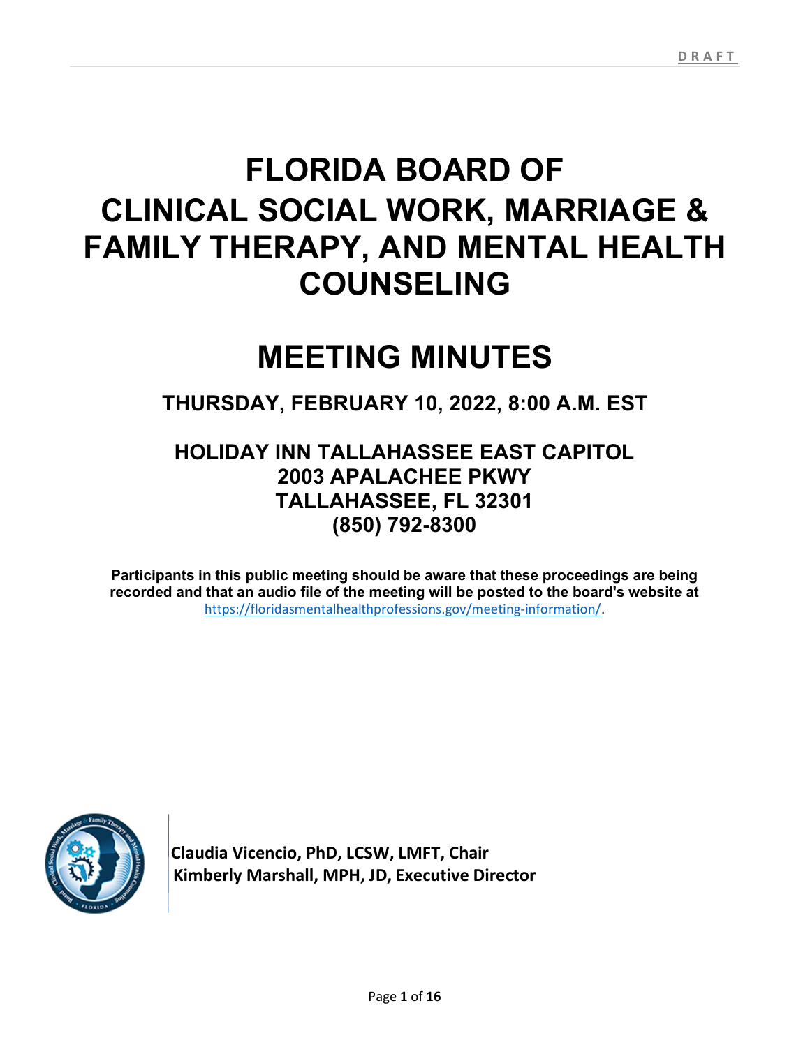DRAFT

# FLORIDA BOARD OF CLINICAL SOCIAL WORK, MARRIAGE & FAMILY THERAPY, AND MENTAL HEALTH COUNSELING

# MEETING MINUTES

## THURSDAY, FEBRUARY 10, 2022, 8:00 A.M. EST

## HOLIDAY INN TALLAHASSEE EAST CAPITOL
## 2003 APALACHEE PKWY
## TALLAHASSEE, FL 32301
## (850) 792-8300

**Participants in this public meeting should be aware that these proceedings are being recorded and that an audio file of the meeting will be posted to the board's website at** https://floridasmentalhealthprofessions.gov/meeting-information/.

**Claudia Vicencio, PhD, LCSW, LMFT, Chair**
**Kimberly Marshall, MPH, JD, Executive Director**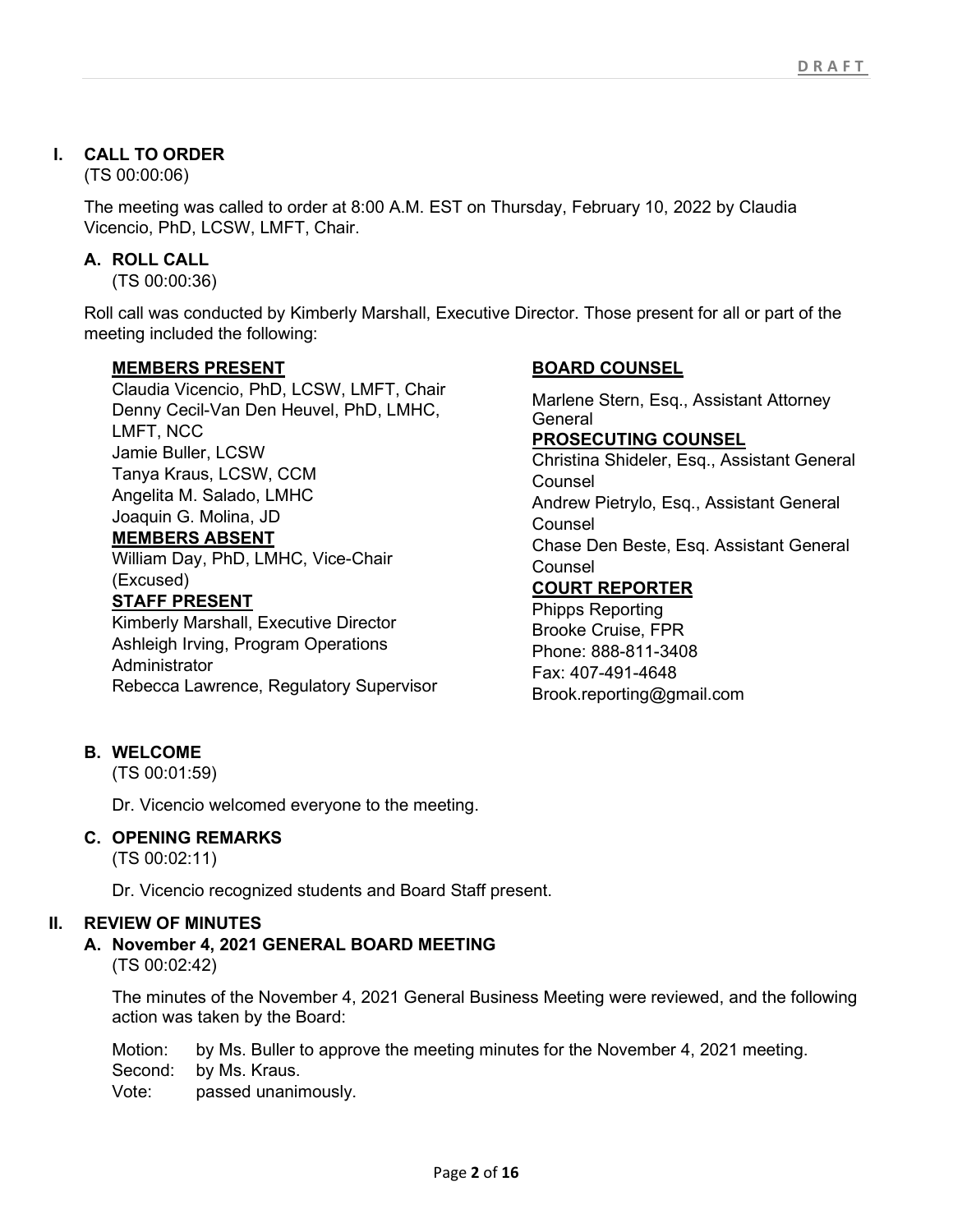# I. CALL TO ORDER

(TS 00:00:06)

The meeting was called to order at 8:00 A.M. EST on Thursday, February 10, 2022 by Claudia Vicencio, PhD, LCSW, LMFT, Chair.

## A. ROLL CALL

(TS 00:00:36)

Roll call was conducted by Kimberly Marshall, Executive Director. Those present for all or part of the meeting included the following:

**MEMBERS PRESENT**

Claudia Vicencio, PhD, LCSW, LMFT, Chair
Denny Cecil-Van Den Heuvel, PhD, LMHC, LMFT, NCC
Jamie Buller, LCSW
Tanya Kraus, LCSW, CCM
Angelita M. Salado, LMHC
Joaquin G. Molina, JD

**MEMBERS ABSENT**

William Day, PhD, LMHC, Vice-Chair (Excused)

**STAFF PRESENT**

Kimberly Marshall, Executive Director
Ashleigh Irving, Program Operations Administrator
Rebecca Lawrence, Regulatory Supervisor

**BOARD COUNSEL**

Marlene Stern, Esq., Assistant Attorney General

**PROSECUTING COUNSEL**

Christina Shideler, Esq., Assistant General Counsel
Andrew Pietrylo, Esq., Assistant General Counsel
Chase Den Beste, Esq. Assistant General Counsel

**COURT REPORTER**

Phipps Reporting
Brooke Cruise, FPR
Phone: 888-811-3408
Fax: 407-491-4648
Brook.reporting@gmail.com

## B. WELCOME

(TS 00:01:59)

Dr. Vicencio welcomed everyone to the meeting.

## C. OPENING REMARKS

(TS 00:02:11)

Dr. Vicencio recognized students and Board Staff present.

# II. REVIEW OF MINUTES

## A. November 4, 2021 GENERAL BOARD MEETING

(TS 00:02:42)

The minutes of the November 4, 2021 General Business Meeting were reviewed, and the following action was taken by the Board:

Motion: by Ms. Buller to approve the meeting minutes for the November 4, 2021 meeting.
Second: by Ms. Kraus.
Vote: passed unanimously.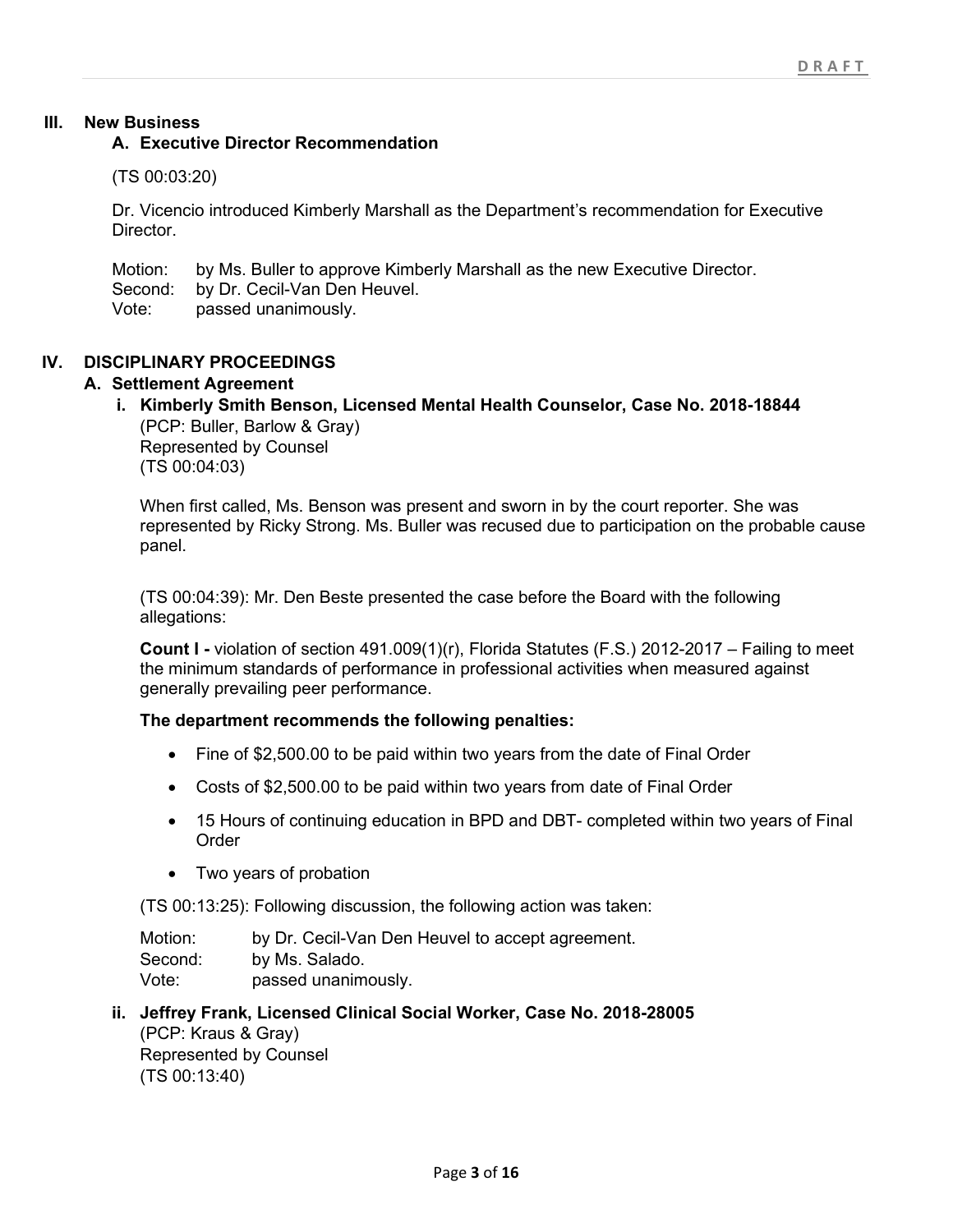## III. New Business

### A. Executive Director Recommendation

(TS 00:03:20)

Dr. Vicencio introduced Kimberly Marshall as the Department's recommendation for Executive Director.

Motion: by Ms. Buller to approve Kimberly Marshall as the new Executive Director.
Second: by Dr. Cecil-Van Den Heuvel.
Vote: passed unanimously.

## IV. DISCIPLINARY PROCEEDINGS

### A. Settlement Agreement

#### i. Kimberly Smith Benson, Licensed Mental Health Counselor, Case No. 2018-18844

(PCP: Buller, Barlow & Gray)
Represented by Counsel
(TS 00:04:03)

When first called, Ms. Benson was present and sworn in by the court reporter. She was represented by Ricky Strong. Ms. Buller was recused due to participation on the probable cause panel.

(TS 00:04:39): Mr. Den Beste presented the case before the Board with the following allegations:

**Count I -** violation of section 491.009(1)(r), Florida Statutes (F.S.) 2012-2017 – Failing to meet the minimum standards of performance in professional activities when measured against generally prevailing peer performance.

**The department recommends the following penalties:**

- Fine of $2,500.00 to be paid within two years from the date of Final Order
- Costs of $2,500.00 to be paid within two years from date of Final Order
- 15 Hours of continuing education in BPD and DBT- completed within two years of Final Order
- Two years of probation

(TS 00:13:25): Following discussion, the following action was taken:

Motion: by Dr. Cecil-Van Den Heuvel to accept agreement.
Second: by Ms. Salado.
Vote: passed unanimously.

#### ii. Jeffrey Frank, Licensed Clinical Social Worker, Case No. 2018-28005

(PCP: Kraus & Gray)
Represented by Counsel
(TS 00:13:40)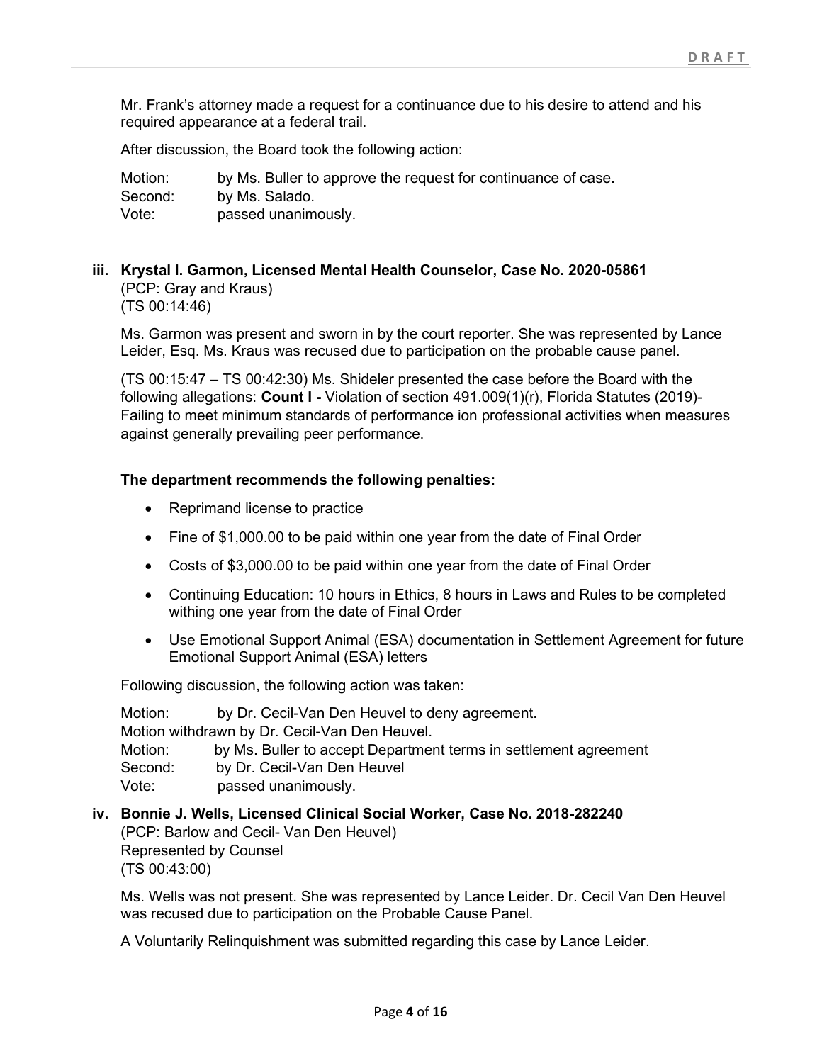Mr. Frank's attorney made a request for a continuance due to his desire to attend and his required appearance at a federal trail.

After discussion, the Board took the following action:

Motion: by Ms. Buller to approve the request for continuance of case.
Second: by Ms. Salado.
Vote: passed unanimously.

### iii. Krystal I. Garmon, Licensed Mental Health Counselor, Case No. 2020-05861

(PCP: Gray and Kraus)
(TS 00:14:46)

Ms. Garmon was present and sworn in by the court reporter. She was represented by Lance Leider, Esq. Ms. Kraus was recused due to participation on the probable cause panel.

(TS 00:15:47 – TS 00:42:30) Ms. Shideler presented the case before the Board with the following allegations: **Count I -** Violation of section 491.009(1)(r), Florida Statutes (2019)- Failing to meet minimum standards of performance ion professional activities when measures against generally prevailing peer performance.

**The department recommends the following penalties:**

- Reprimand license to practice
- Fine of $1,000.00 to be paid within one year from the date of Final Order
- Costs of $3,000.00 to be paid within one year from the date of Final Order
- Continuing Education: 10 hours in Ethics, 8 hours in Laws and Rules to be completed withing one year from the date of Final Order
- Use Emotional Support Animal (ESA) documentation in Settlement Agreement for future Emotional Support Animal (ESA) letters

Following discussion, the following action was taken:

Motion: by Dr. Cecil-Van Den Heuvel to deny agreement.
Motion withdrawn by Dr. Cecil-Van Den Heuvel.
Motion: by Ms. Buller to accept Department terms in settlement agreement
Second: by Dr. Cecil-Van Den Heuvel
Vote: passed unanimously.

### iv. Bonnie J. Wells, Licensed Clinical Social Worker, Case No. 2018-282240

(PCP: Barlow and Cecil- Van Den Heuvel)
Represented by Counsel
(TS 00:43:00)

Ms. Wells was not present. She was represented by Lance Leider. Dr. Cecil Van Den Heuvel was recused due to participation on the Probable Cause Panel.

A Voluntarily Relinquishment was submitted regarding this case by Lance Leider.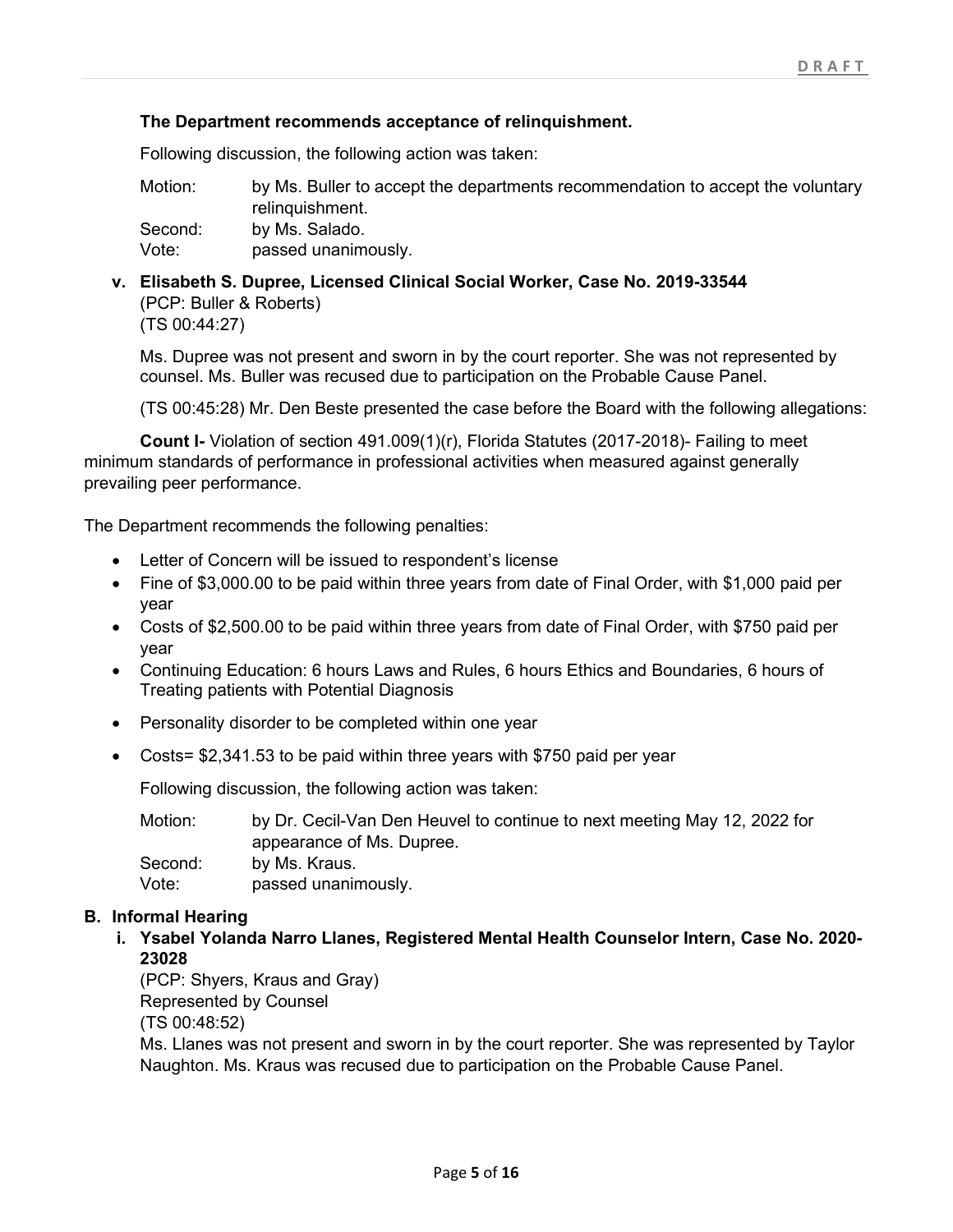**The Department recommends acceptance of relinquishment.**

Following discussion, the following action was taken:

Motion: by Ms. Buller to accept the departments recommendation to accept the voluntary relinquishment.
Second: by Ms. Salado.
Vote: passed unanimously.

**v. Elisabeth S. Dupree, Licensed Clinical Social Worker, Case No. 2019-33544**
(PCP: Buller & Roberts)
(TS 00:44:27)

Ms. Dupree was not present and sworn in by the court reporter. She was not represented by counsel. Ms. Buller was recused due to participation on the Probable Cause Panel.

(TS 00:45:28) Mr. Den Beste presented the case before the Board with the following allegations:

**Count I-** Violation of section 491.009(1)(r), Florida Statutes (2017-2018)- Failing to meet minimum standards of performance in professional activities when measured against generally prevailing peer performance.

The Department recommends the following penalties:

- Letter of Concern will be issued to respondent's license
- Fine of $3,000.00 to be paid within three years from date of Final Order, with $1,000 paid per year
- Costs of $2,500.00 to be paid within three years from date of Final Order, with $750 paid per year
- Continuing Education: 6 hours Laws and Rules, 6 hours Ethics and Boundaries, 6 hours of Treating patients with Potential Diagnosis
- Personality disorder to be completed within one year
- Costs= $2,341.53 to be paid within three years with $750 paid per year

Following discussion, the following action was taken:

Motion: by Dr. Cecil-Van Den Heuvel to continue to next meeting May 12, 2022 for appearance of Ms. Dupree.
Second: by Ms. Kraus.
Vote: passed unanimously.

**B. Informal Hearing**

**i. Ysabel Yolanda Narro Llanes, Registered Mental Health Counselor Intern, Case No. 2020-23028**
(PCP: Shyers, Kraus and Gray)
Represented by Counsel
(TS 00:48:52)
Ms. Llanes was not present and sworn in by the court reporter. She was represented by Taylor Naughton. Ms. Kraus was recused due to participation on the Probable Cause Panel.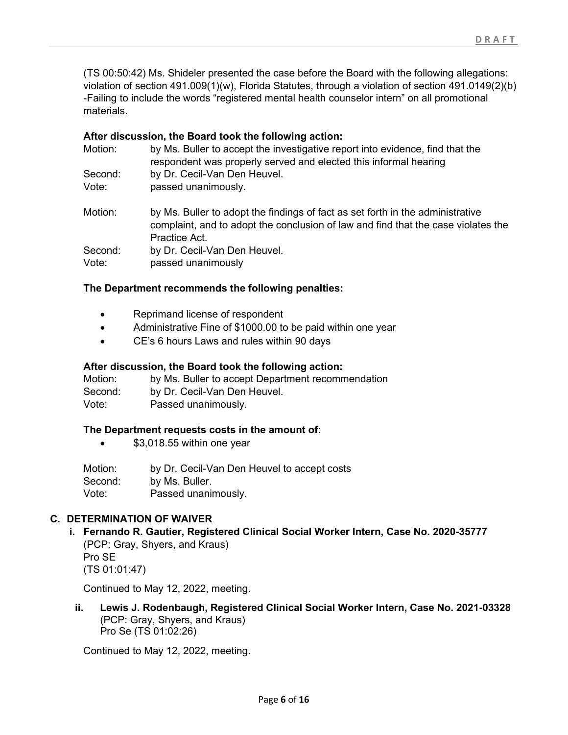(TS 00:50:42) Ms. Shideler presented the case before the Board with the following allegations: violation of section 491.009(1)(w), Florida Statutes, through a violation of section 491.0149(2)(b) -Failing to include the words "registered mental health counselor intern" on all promotional materials.

**After discussion, the Board took the following action:**

Motion: by Ms. Buller to accept the investigative report into evidence, find that the respondent was properly served and elected this informal hearing
Second: by Dr. Cecil-Van Den Heuvel.
Vote: passed unanimously.

Motion: by Ms. Buller to adopt the findings of fact as set forth in the administrative complaint, and to adopt the conclusion of law and find that the case violates the Practice Act.
Second: by Dr. Cecil-Van Den Heuvel.
Vote: passed unanimously

**The Department recommends the following penalties:**

- Reprimand license of respondent
- Administrative Fine of $1000.00 to be paid within one year
- CE's 6 hours Laws and rules within 90 days

**After discussion, the Board took the following action:**

Motion: by Ms. Buller to accept Department recommendation
Second: by Dr. Cecil-Van Den Heuvel.
Vote: Passed unanimously.

**The Department requests costs in the amount of:**

- $3,018.55 within one year

Motion: by Dr. Cecil-Van Den Heuvel to accept costs
Second: by Ms. Buller.
Vote: Passed unanimously.

## C. DETERMINATION OF WAIVER

### i. Fernando R. Gautier, Registered Clinical Social Worker Intern, Case No. 2020-35777

(PCP: Gray, Shyers, and Kraus)
Pro SE
(TS 01:01:47)

Continued to May 12, 2022, meeting.

### ii. Lewis J. Rodenbaugh, Registered Clinical Social Worker Intern, Case No. 2021-03328

(PCP: Gray, Shyers, and Kraus)
Pro Se (TS 01:02:26)

Continued to May 12, 2022, meeting.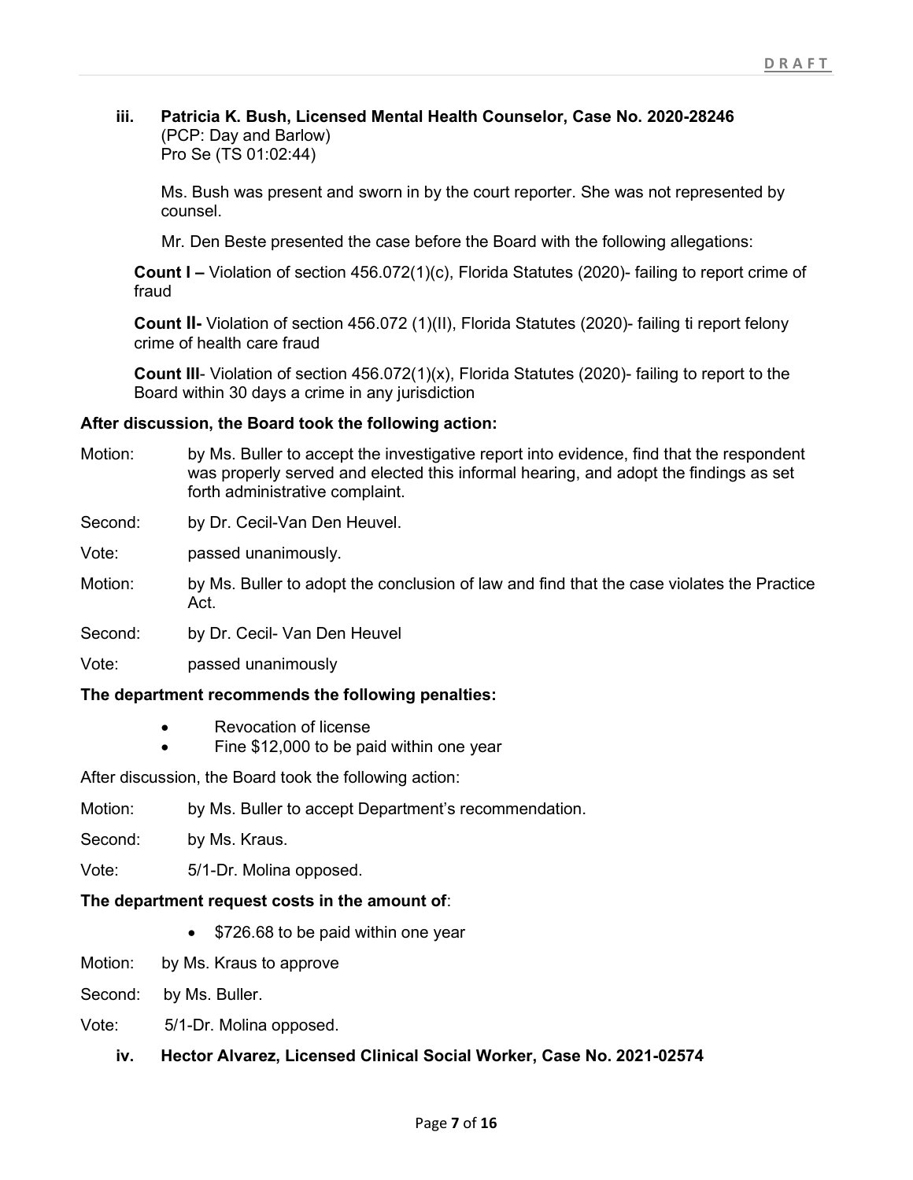**iii. Patricia K. Bush, Licensed Mental Health Counselor, Case No. 2020-28246**
(PCP: Day and Barlow)
Pro Se (TS 01:02:44)

Ms. Bush was present and sworn in by the court reporter. She was not represented by counsel.

Mr. Den Beste presented the case before the Board with the following allegations:

**Count I –** Violation of section 456.072(1)(c), Florida Statutes (2020)- failing to report crime of fraud

**Count II-** Violation of section 456.072 (1)(II), Florida Statutes (2020)- failing ti report felony crime of health care fraud

**Count III**- Violation of section 456.072(1)(x), Florida Statutes (2020)- failing to report to the Board within 30 days a crime in any jurisdiction

**After discussion, the Board took the following action:**

Motion: by Ms. Buller to accept the investigative report into evidence, find that the respondent was properly served and elected this informal hearing, and adopt the findings as set forth administrative complaint.

Second: by Dr. Cecil-Van Den Heuvel.

Vote: passed unanimously.

Motion: by Ms. Buller to adopt the conclusion of law and find that the case violates the Practice Act.

Second: by Dr. Cecil- Van Den Heuvel

Vote: passed unanimously

**The department recommends the following penalties:**

- Revocation of license
- Fine $12,000 to be paid within one year

After discussion, the Board took the following action:

Motion: by Ms. Buller to accept Department's recommendation.

Second: by Ms. Kraus.

Vote: 5/1-Dr. Molina opposed.

**The department request costs in the amount of**:

- $726.68 to be paid within one year

Motion: by Ms. Kraus to approve

Second: by Ms. Buller.

Vote: 5/1-Dr. Molina opposed.

**iv. Hector Alvarez, Licensed Clinical Social Worker, Case No. 2021-02574**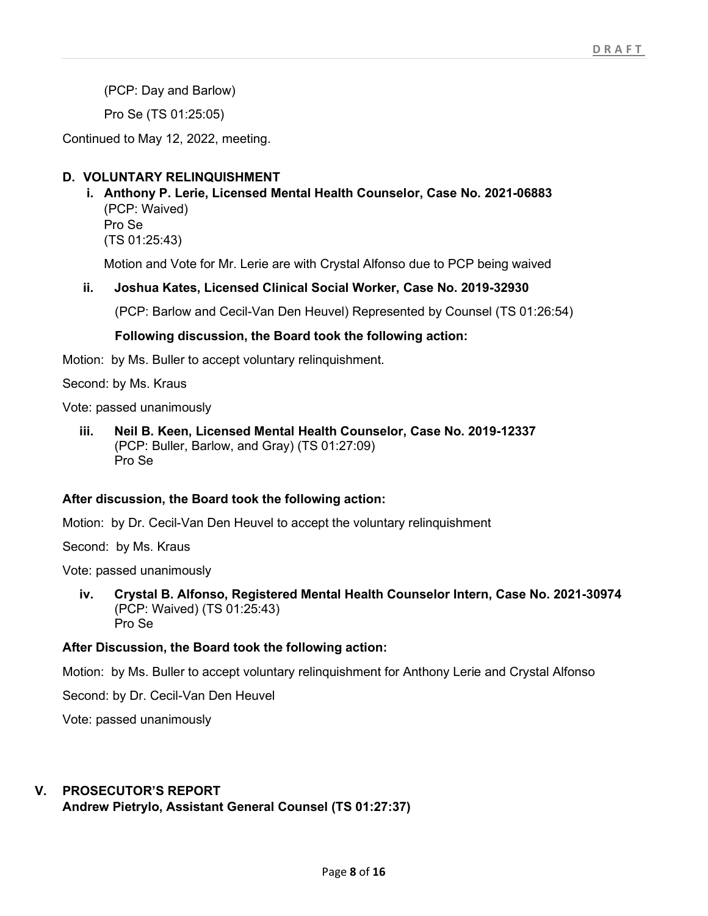(PCP: Day and Barlow)

Pro Se (TS 01:25:05)

Continued to May 12, 2022, meeting.

### D. VOLUNTARY RELINQUISHMENT

**i. Anthony P. Lerie, Licensed Mental Health Counselor, Case No. 2021-06883**
(PCP: Waived)
Pro Se
(TS 01:25:43)

Motion and Vote for Mr. Lerie are with Crystal Alfonso due to PCP being waived

**ii. Joshua Kates, Licensed Clinical Social Worker, Case No. 2019-32930**

(PCP: Barlow and Cecil-Van Den Heuvel) Represented by Counsel (TS 01:26:54)

**Following discussion, the Board took the following action:**

Motion: by Ms. Buller to accept voluntary relinquishment.

Second: by Ms. Kraus

Vote: passed unanimously

**iii. Neil B. Keen, Licensed Mental Health Counselor, Case No. 2019-12337**
(PCP: Buller, Barlow, and Gray) (TS 01:27:09)
Pro Se

**After discussion, the Board took the following action:**

Motion: by Dr. Cecil-Van Den Heuvel to accept the voluntary relinquishment

Second: by Ms. Kraus

Vote: passed unanimously

**iv. Crystal B. Alfonso, Registered Mental Health Counselor Intern, Case No. 2021-30974**
(PCP: Waived) (TS 01:25:43)
Pro Se

**After Discussion, the Board took the following action:**

Motion: by Ms. Buller to accept voluntary relinquishment for Anthony Lerie and Crystal Alfonso

Second: by Dr. Cecil-Van Den Heuvel

Vote: passed unanimously

## V. PROSECUTOR'S REPORT
**Andrew Pietrylo, Assistant General Counsel (TS 01:27:37)**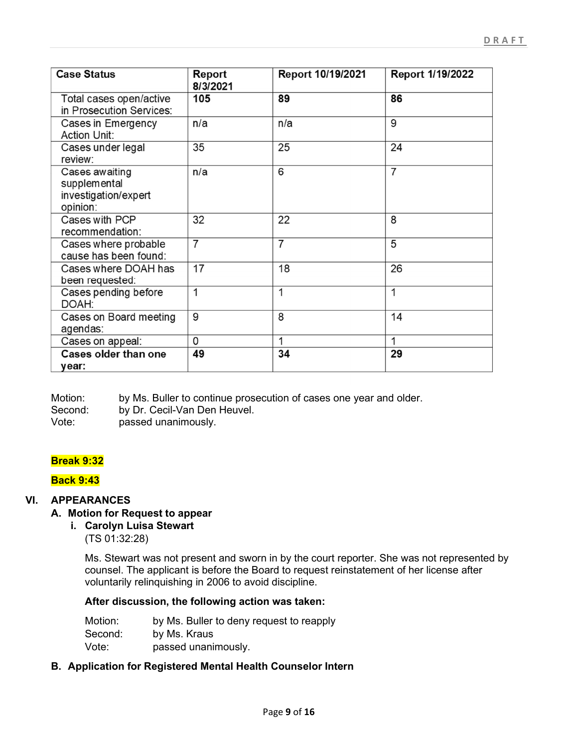| Case Status | Report 8/3/2021 | Report 10/19/2021 | Report 1/19/2022 |
|---|---|---|---|
| Total cases open/active in Prosecution Services: | **105** | **89** | **86** |
| Cases in Emergency Action Unit: | n/a | n/a | 9 |
| Cases under legal review: | 35 | 25 | 24 |
| Cases awaiting supplemental investigation/expert opinion: | n/a | 6 | 7 |
| Cases with PCP recommendation: | 32 | 22 | 8 |
| Cases where probable cause has been found: | 7 | 7 | 5 |
| Cases where DOAH has been requested: | 17 | 18 | 26 |
| Cases pending before DOAH: | 1 | 1 | 1 |
| Cases on Board meeting agendas: | 9 | 8 | 14 |
| Cases on appeal: | 0 | 1 | 1 |
| **Cases older than one year:** | **49** | **34** | **29** |

Motion: by Ms. Buller to continue prosecution of cases one year and older.
Second: by Dr. Cecil-Van Den Heuvel.
Vote: passed unanimously.

**Break 9:32**

**Back 9:43**

## VI. APPEARANCES

### A. Motion for Request to appear

#### i. Carolyn Luisa Stewart

(TS 01:32:28)

Ms. Stewart was not present and sworn in by the court reporter. She was not represented by counsel. The applicant is before the Board to request reinstatement of her license after voluntarily relinquishing in 2006 to avoid discipline.

**After discussion, the following action was taken:**

Motion: by Ms. Buller to deny request to reapply
Second: by Ms. Kraus
Vote: passed unanimously.

### B. Application for Registered Mental Health Counselor Intern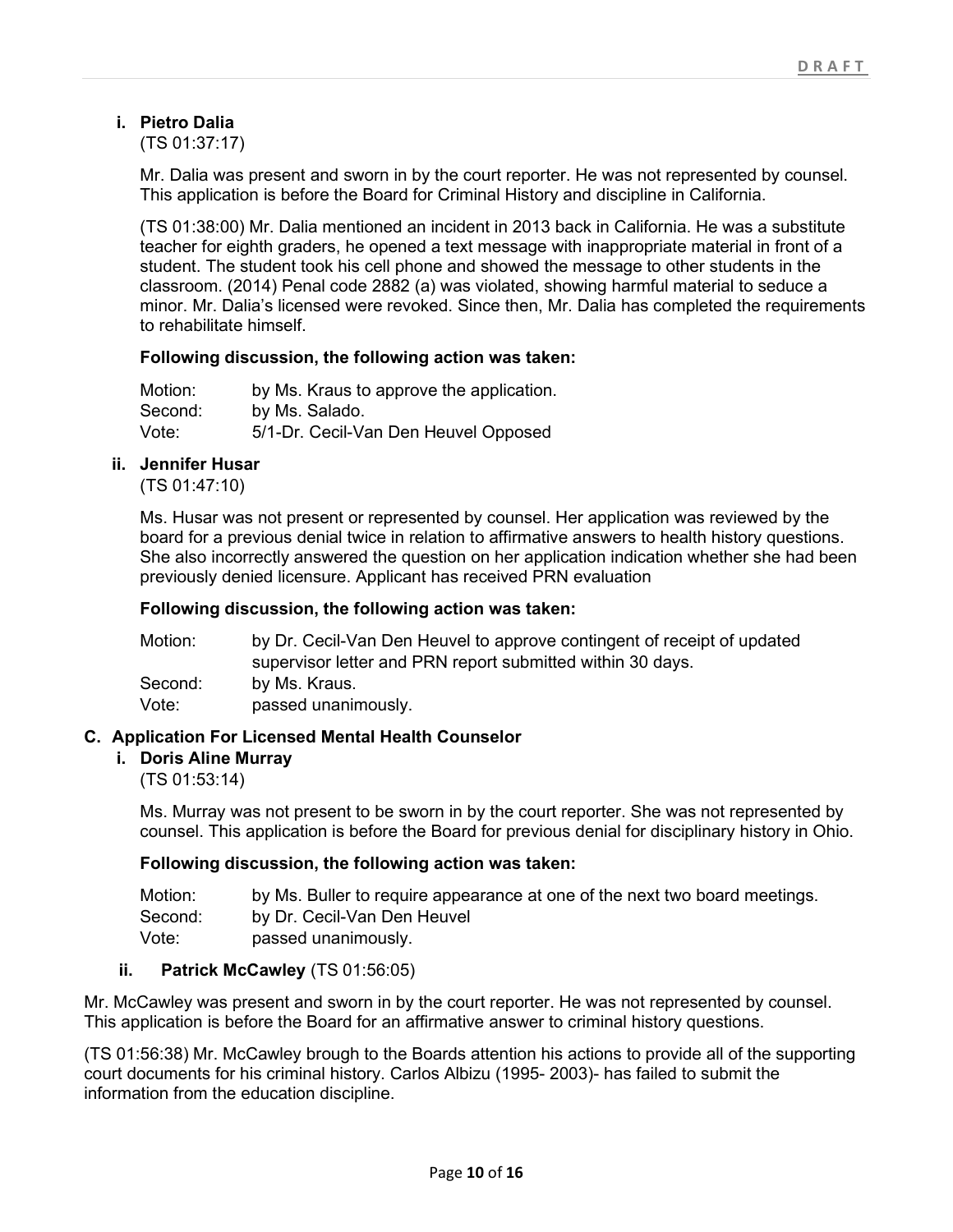**i. Pietro Dalia**
(TS 01:37:17)

Mr. Dalia was present and sworn in by the court reporter. He was not represented by counsel. This application is before the Board for Criminal History and discipline in California.

(TS 01:38:00) Mr. Dalia mentioned an incident in 2013 back in California. He was a substitute teacher for eighth graders, he opened a text message with inappropriate material in front of a student. The student took his cell phone and showed the message to other students in the classroom. (2014) Penal code 2882 (a) was violated, showing harmful material to seduce a minor. Mr. Dalia's licensed were revoked. Since then, Mr. Dalia has completed the requirements to rehabilitate himself.

**Following discussion, the following action was taken:**

Motion: by Ms. Kraus to approve the application.
Second: by Ms. Salado.
Vote: 5/1-Dr. Cecil-Van Den Heuvel Opposed

**ii. Jennifer Husar**
(TS 01:47:10)

Ms. Husar was not present or represented by counsel. Her application was reviewed by the board for a previous denial twice in relation to affirmative answers to health history questions. She also incorrectly answered the question on her application indication whether she had been previously denied licensure. Applicant has received PRN evaluation

**Following discussion, the following action was taken:**

Motion: by Dr. Cecil-Van Den Heuvel to approve contingent of receipt of updated supervisor letter and PRN report submitted within 30 days.
Second: by Ms. Kraus.
Vote: passed unanimously.

**C. Application For Licensed Mental Health Counselor**

**i. Doris Aline Murray**
(TS 01:53:14)

Ms. Murray was not present to be sworn in by the court reporter. She was not represented by counsel. This application is before the Board for previous denial for disciplinary history in Ohio.

**Following discussion, the following action was taken:**

Motion: by Ms. Buller to require appearance at one of the next two board meetings.
Second: by Dr. Cecil-Van Den Heuvel
Vote: passed unanimously.

**ii. Patrick McCawley** (TS 01:56:05)

Mr. McCawley was present and sworn in by the court reporter. He was not represented by counsel. This application is before the Board for an affirmative answer to criminal history questions.

(TS 01:56:38) Mr. McCawley brough to the Boards attention his actions to provide all of the supporting court documents for his criminal history. Carlos Albizu (1995- 2003)- has failed to submit the information from the education discipline.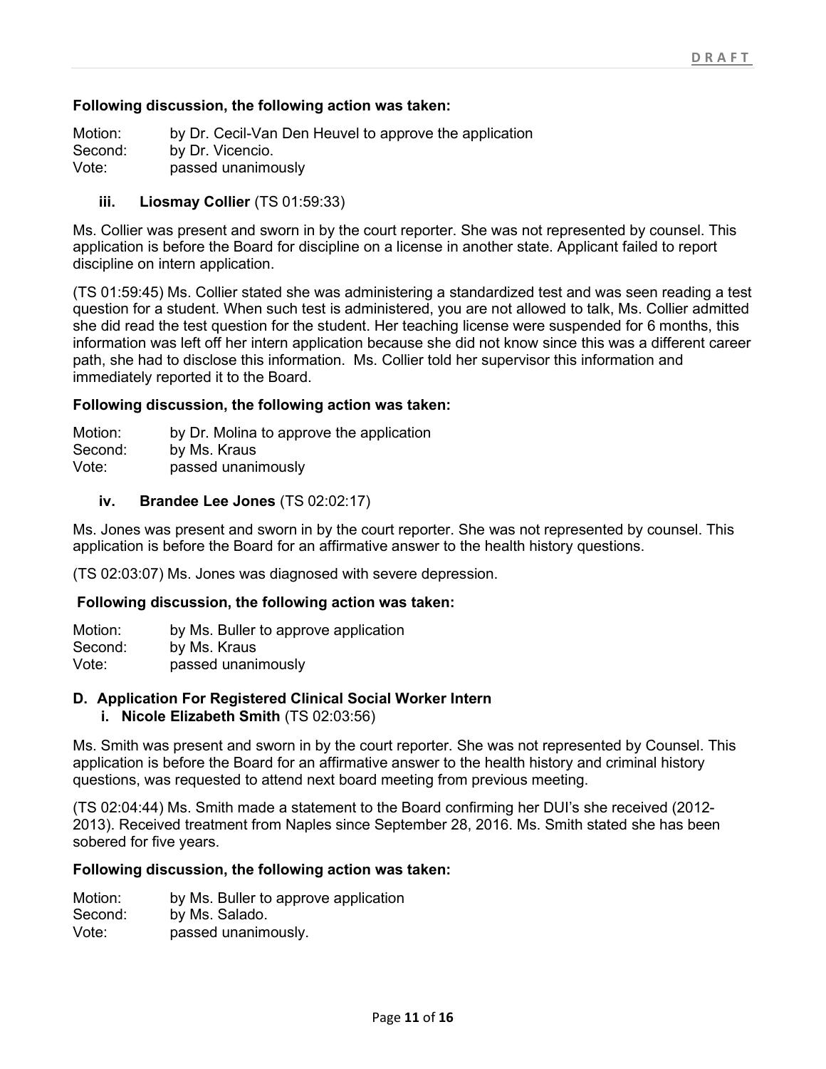**Following discussion, the following action was taken:**

Motion: by Dr. Cecil-Van Den Heuvel to approve the application
Second: by Dr. Vicencio.
Vote: passed unanimously

**iii. Liosmay Collier** (TS 01:59:33)

Ms. Collier was present and sworn in by the court reporter. She was not represented by counsel. This application is before the Board for discipline on a license in another state. Applicant failed to report discipline on intern application.

(TS 01:59:45) Ms. Collier stated she was administering a standardized test and was seen reading a test question for a student. When such test is administered, you are not allowed to talk, Ms. Collier admitted she did read the test question for the student. Her teaching license were suspended for 6 months, this information was left off her intern application because she did not know since this was a different career path, she had to disclose this information. Ms. Collier told her supervisor this information and immediately reported it to the Board.

**Following discussion, the following action was taken:**

Motion: by Dr. Molina to approve the application
Second: by Ms. Kraus
Vote: passed unanimously

**iv. Brandee Lee Jones** (TS 02:02:17)

Ms. Jones was present and sworn in by the court reporter. She was not represented by counsel. This application is before the Board for an affirmative answer to the health history questions.

(TS 02:03:07) Ms. Jones was diagnosed with severe depression.

**Following discussion, the following action was taken:**

Motion: by Ms. Buller to approve application
Second: by Ms. Kraus
Vote: passed unanimously

### D. Application For Registered Clinical Social Worker Intern

**i. Nicole Elizabeth Smith** (TS 02:03:56)

Ms. Smith was present and sworn in by the court reporter. She was not represented by Counsel. This application is before the Board for an affirmative answer to the health history and criminal history questions, was requested to attend next board meeting from previous meeting.

(TS 02:04:44) Ms. Smith made a statement to the Board confirming her DUI's she received (2012-2013). Received treatment from Naples since September 28, 2016. Ms. Smith stated she has been sobered for five years.

**Following discussion, the following action was taken:**

Motion: by Ms. Buller to approve application
Second: by Ms. Salado.
Vote: passed unanimously.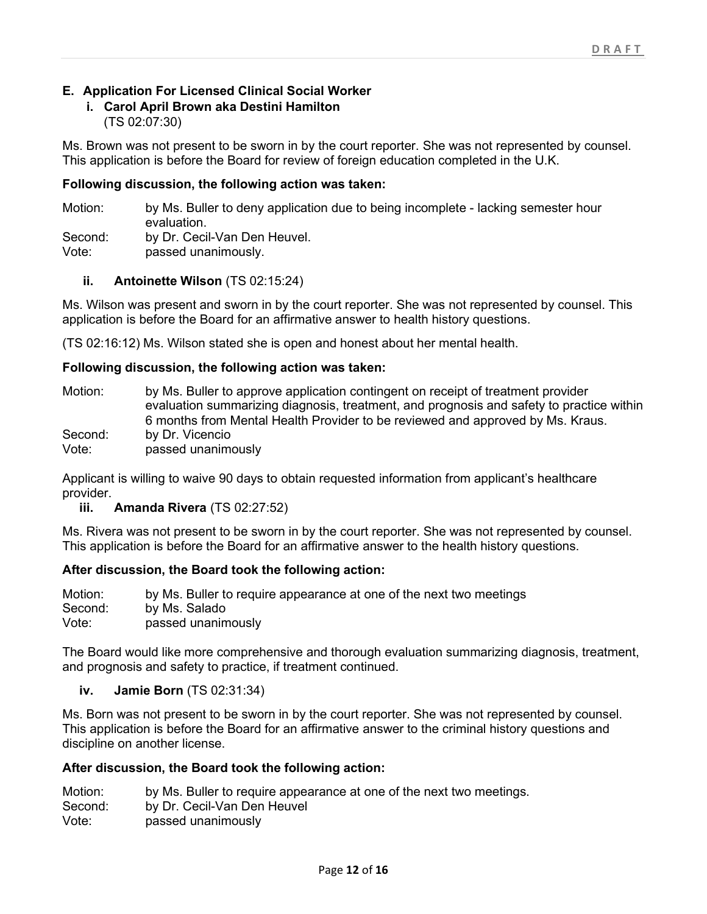## E. Application For Licensed Clinical Social Worker

### i. Carol April Brown aka Destini Hamilton

(TS 02:07:30)

Ms. Brown was not present to be sworn in by the court reporter. She was not represented by counsel. This application is before the Board for review of foreign education completed in the U.K.

**Following discussion, the following action was taken:**

Motion: by Ms. Buller to deny application due to being incomplete - lacking semester hour evaluation.
Second: by Dr. Cecil-Van Den Heuvel.
Vote: passed unanimously.

### ii. Antoinette Wilson (TS 02:15:24)

Ms. Wilson was present and sworn in by the court reporter. She was not represented by counsel. This application is before the Board for an affirmative answer to health history questions.

(TS 02:16:12) Ms. Wilson stated she is open and honest about her mental health.

**Following discussion, the following action was taken:**

Motion: by Ms. Buller to approve application contingent on receipt of treatment provider evaluation summarizing diagnosis, treatment, and prognosis and safety to practice within 6 months from Mental Health Provider to be reviewed and approved by Ms. Kraus.
Second: by Dr. Vicencio
Vote: passed unanimously

Applicant is willing to waive 90 days to obtain requested information from applicant's healthcare provider.

### iii. Amanda Rivera (TS 02:27:52)

Ms. Rivera was not present to be sworn in by the court reporter. She was not represented by counsel. This application is before the Board for an affirmative answer to the health history questions.

**After discussion, the Board took the following action:**

Motion: by Ms. Buller to require appearance at one of the next two meetings
Second: by Ms. Salado
Vote: passed unanimously

The Board would like more comprehensive and thorough evaluation summarizing diagnosis, treatment, and prognosis and safety to practice, if treatment continued.

### iv. Jamie Born (TS 02:31:34)

Ms. Born was not present to be sworn in by the court reporter. She was not represented by counsel. This application is before the Board for an affirmative answer to the criminal history questions and discipline on another license.

**After discussion, the Board took the following action:**

Motion: by Ms. Buller to require appearance at one of the next two meetings.
Second: by Dr. Cecil-Van Den Heuvel
Vote: passed unanimously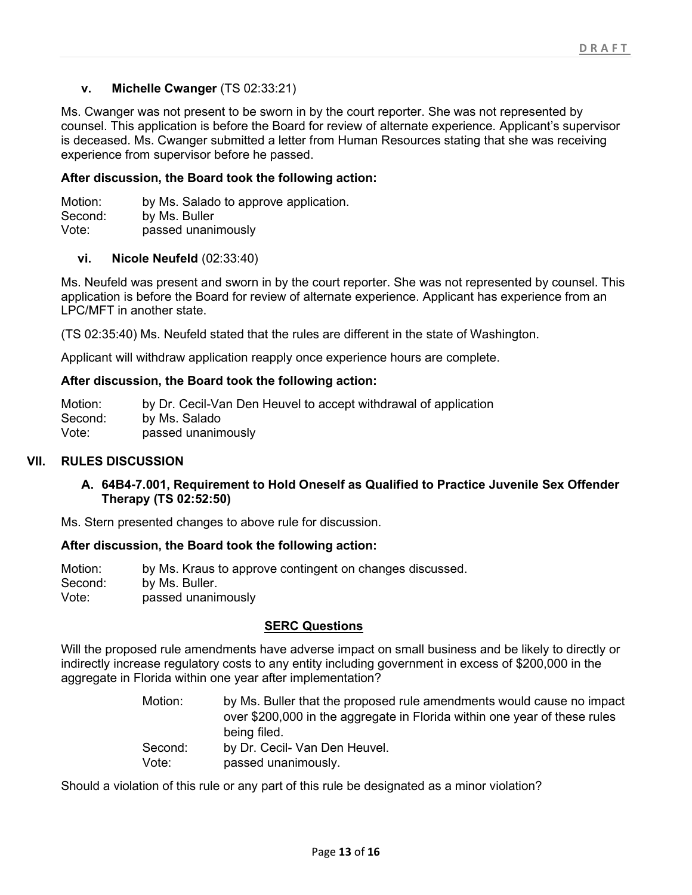#### v. **Michelle Cwanger** (TS 02:33:21)

Ms. Cwanger was not present to be sworn in by the court reporter. She was not represented by counsel. This application is before the Board for review of alternate experience. Applicant's supervisor is deceased. Ms. Cwanger submitted a letter from Human Resources stating that she was receiving experience from supervisor before he passed.

**After discussion, the Board took the following action:**

Motion: by Ms. Salado to approve application.
Second: by Ms. Buller
Vote: passed unanimously

#### vi. **Nicole Neufeld** (02:33:40)

Ms. Neufeld was present and sworn in by the court reporter. She was not represented by counsel. This application is before the Board for review of alternate experience. Applicant has experience from an LPC/MFT in another state.

(TS 02:35:40) Ms. Neufeld stated that the rules are different in the state of Washington.

Applicant will withdraw application reapply once experience hours are complete.

**After discussion, the Board took the following action:**

Motion: by Dr. Cecil-Van Den Heuvel to accept withdrawal of application
Second: by Ms. Salado
Vote: passed unanimously

## VII. RULES DISCUSSION

### A. 64B4-7.001, Requirement to Hold Oneself as Qualified to Practice Juvenile Sex Offender Therapy (TS 02:52:50)

Ms. Stern presented changes to above rule for discussion.

**After discussion, the Board took the following action:**

Motion: by Ms. Kraus to approve contingent on changes discussed.
Second: by Ms. Buller.
Vote: passed unanimously

**SERC Questions**

Will the proposed rule amendments have adverse impact on small business and be likely to directly or indirectly increase regulatory costs to any entity including government in excess of $200,000 in the aggregate in Florida within one year after implementation?

Motion: by Ms. Buller that the proposed rule amendments would cause no impact over $200,000 in the aggregate in Florida within one year of these rules being filed.
Second: by Dr. Cecil- Van Den Heuvel.
Vote: passed unanimously.

Should a violation of this rule or any part of this rule be designated as a minor violation?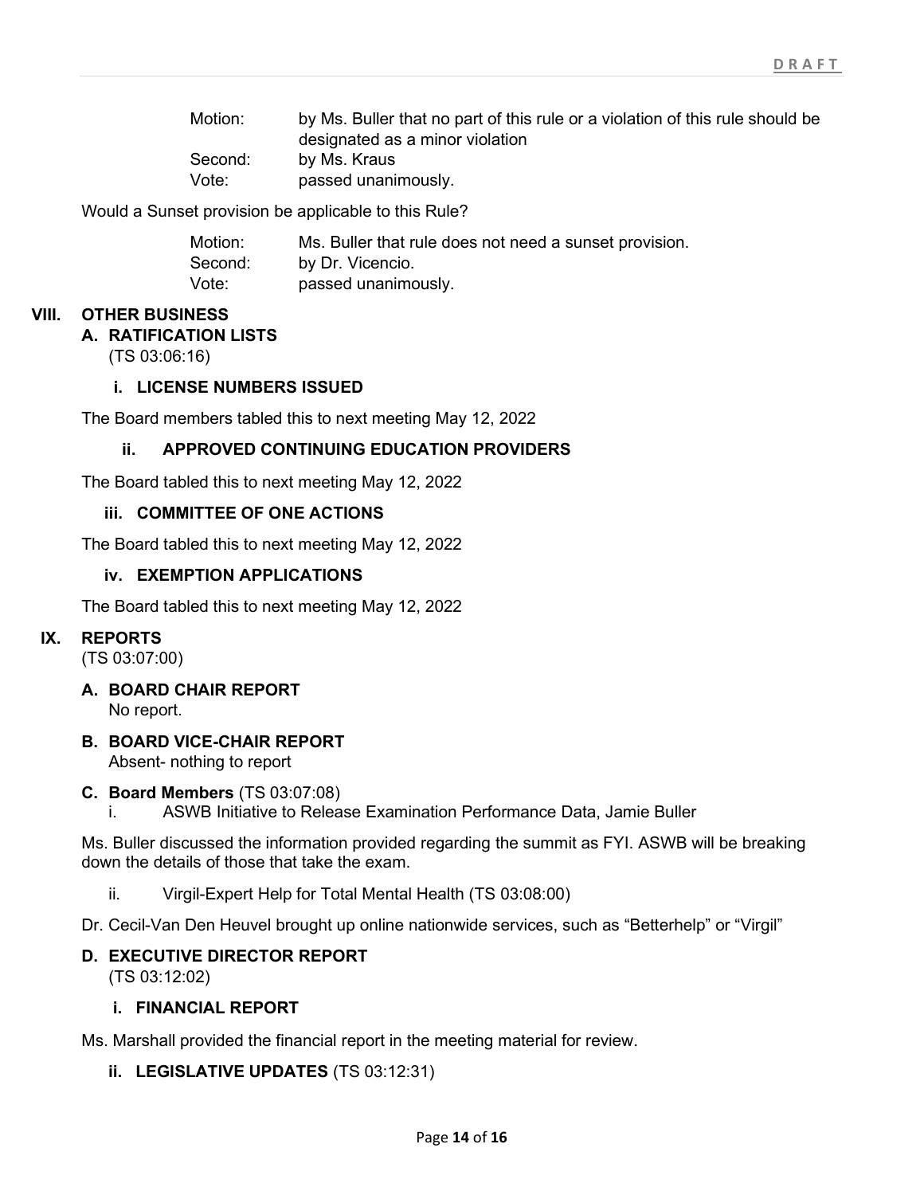Motion: by Ms. Buller that no part of this rule or a violation of this rule should be designated as a minor violation
Second: by Ms. Kraus
Vote: passed unanimously.

Would a Sunset provision be applicable to this Rule?

Motion: Ms. Buller that rule does not need a sunset provision.
Second: by Dr. Vicencio.
Vote: passed unanimously.

## VIII. OTHER BUSINESS

### A. RATIFICATION LISTS

(TS 03:06:16)

#### i. LICENSE NUMBERS ISSUED

The Board members tabled this to next meeting May 12, 2022

#### ii. APPROVED CONTINUING EDUCATION PROVIDERS

The Board tabled this to next meeting May 12, 2022

#### iii. COMMITTEE OF ONE ACTIONS

The Board tabled this to next meeting May 12, 2022

#### iv. EXEMPTION APPLICATIONS

The Board tabled this to next meeting May 12, 2022

## IX. REPORTS

(TS 03:07:00)

### A. BOARD CHAIR REPORT

No report.

### B. BOARD VICE-CHAIR REPORT

Absent- nothing to report

### C. Board Members (TS 03:07:08)

i. ASWB Initiative to Release Examination Performance Data, Jamie Buller

Ms. Buller discussed the information provided regarding the summit as FYI. ASWB will be breaking down the details of those that take the exam.

ii. Virgil-Expert Help for Total Mental Health (TS 03:08:00)

Dr. Cecil-Van Den Heuvel brought up online nationwide services, such as "Betterhelp" or "Virgil"

### D. EXECUTIVE DIRECTOR REPORT

(TS 03:12:02)

#### i. FINANCIAL REPORT

Ms. Marshall provided the financial report in the meeting material for review.

#### ii. LEGISLATIVE UPDATES (TS 03:12:31)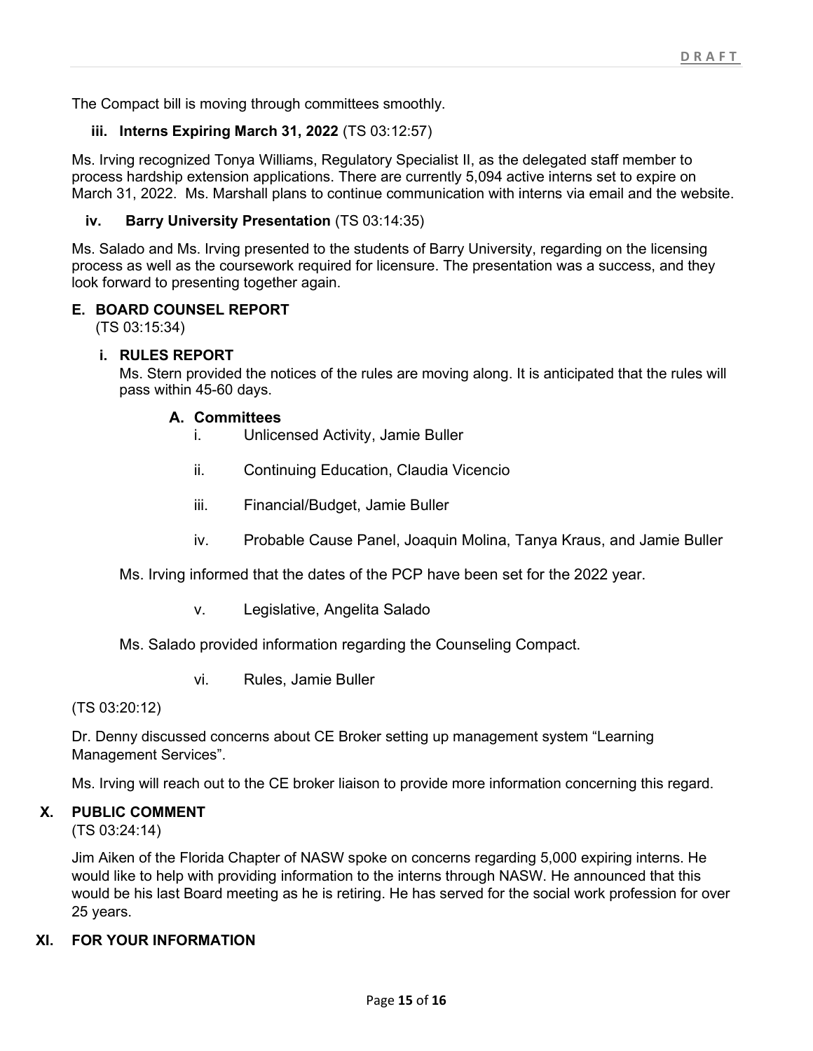The Compact bill is moving through committees smoothly.

**iii. Interns Expiring March 31, 2022** (TS 03:12:57)

Ms. Irving recognized Tonya Williams, Regulatory Specialist II, as the delegated staff member to process hardship extension applications. There are currently 5,094 active interns set to expire on March 31, 2022. Ms. Marshall plans to continue communication with interns via email and the website.

**iv. Barry University Presentation** (TS 03:14:35)

Ms. Salado and Ms. Irving presented to the students of Barry University, regarding on the licensing process as well as the coursework required for licensure. The presentation was a success, and they look forward to presenting together again.

## E. BOARD COUNSEL REPORT

(TS 03:15:34)

### i. RULES REPORT

Ms. Stern provided the notices of the rules are moving along. It is anticipated that the rules will pass within 45-60 days.

#### A. Committees

i. Unlicensed Activity, Jamie Buller

ii. Continuing Education, Claudia Vicencio

iii. Financial/Budget, Jamie Buller

iv. Probable Cause Panel, Joaquin Molina, Tanya Kraus, and Jamie Buller

Ms. Irving informed that the dates of the PCP have been set for the 2022 year.

v. Legislative, Angelita Salado

Ms. Salado provided information regarding the Counseling Compact.

vi. Rules, Jamie Buller

(TS 03:20:12)

Dr. Denny discussed concerns about CE Broker setting up management system "Learning Management Services".

Ms. Irving will reach out to the CE broker liaison to provide more information concerning this regard.

## X. PUBLIC COMMENT

(TS 03:24:14)

Jim Aiken of the Florida Chapter of NASW spoke on concerns regarding 5,000 expiring interns. He would like to help with providing information to the interns through NASW. He announced that this would be his last Board meeting as he is retiring. He has served for the social work profession for over 25 years.

## XI. FOR YOUR INFORMATION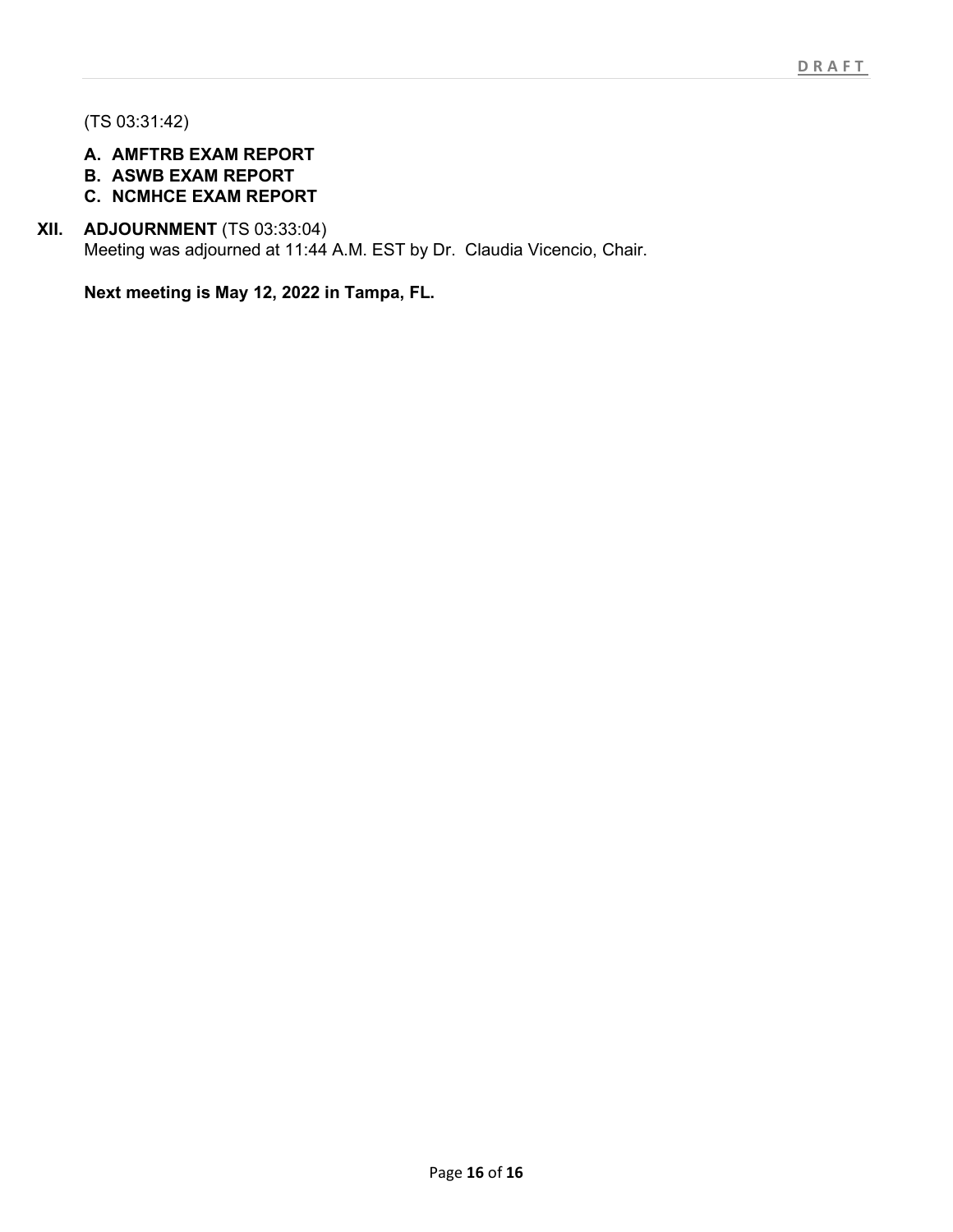(TS 03:31:42)

**A. AMFTRB EXAM REPORT**
**B. ASWB EXAM REPORT**
**C. NCMHCE EXAM REPORT**

**XII. ADJOURNMENT** (TS 03:33:04)
Meeting was adjourned at 11:44 A.M. EST by Dr. Claudia Vicencio, Chair.

**Next meeting is May 12, 2022 in Tampa, FL.**